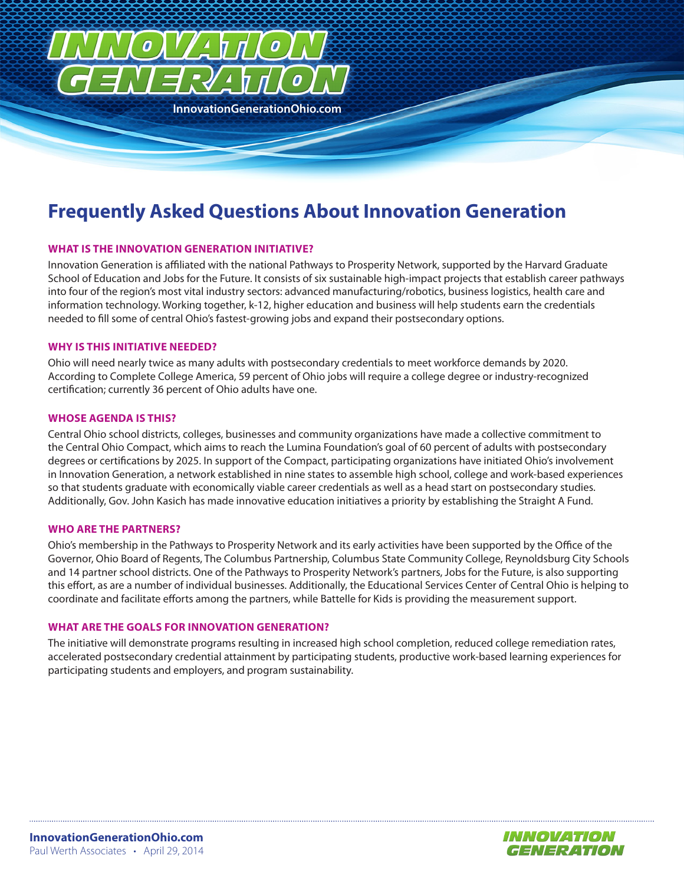# INNOVATION GENERATION

InnovationGenerationOhio.com

## Frequently Asked Questions About Innovation Generation

### WHAT IS THE INNOVATION GENERATION INITIATIVE?

Innovation Generation is affiliated with the national Pathways to Prosperity Network, supported by the Harvard Graduate School of Education and Jobs for the Future. It consists of six sustainable high-impact projects that establish career pathways into four of the region's most vital industry sectors: advanced manufacturing/robotics, business logistics, health care and information technology. Working together, k-12, higher education and business will help students earn the credentials needed to fill some of central Ohio's fastest-growing jobs and expand their postsecondary options.

### WHY IS THIS INITIATIVE NEEDED?

Ohio will need nearly twice as many adults with postsecondary credentials to meet workforce demands by 2020. According to Complete College America, 59 percent of Ohio jobs will require a college degree or industry-recognized certification; currently 36 percent of Ohio adults have one.

### WHOSE AGENDA IS THIS?

Central Ohio school districts, colleges, businesses and community organizations have made a collective commitment to the Central Ohio Compact, which aims to reach the Lumina Foundation's goal of 60 percent of adults with postsecondary degrees or certifications by 2025. In support of the Compact, participating organizations have initiated Ohio's involvement in Innovation Generation, a network established in nine states to assemble high school, college and work-based experiences so that students graduate with economically viable career credentials as well as a head start on postsecondary studies. Additionally, Gov. John Kasich has made innovative education initiatives a priority by establishing the Straight A Fund.

### WHO ARE THE PARTNERS?

Ohio's membership in the Pathways to Prosperity Network and its early activities have been supported by the Office of the Governor, Ohio Board of Regents, The Columbus Partnership, Columbus State Community College, Reynoldsburg City Schools and 14 partner school districts. One of the Pathways to Prosperity Network's partners, Jobs for the Future, is also supporting this effort, as are a number of individual businesses. Additionally, the Educational Services Center of Central Ohio is helping to coordinate and facilitate efforts among the partners, while Battelle for Kids is providing the measurement support.

### WHAT ARE THE GOALS FOR INNOVATION GENERATION?

The initiative will demonstrate programs resulting in increased high school completion, reduced college remediation rates, accelerated postsecondary credential attainment by participating students, productive work-based learning experiences for participating students and employers, and program sustainability.

**InnovationGenerationOhio.com**
Paul Werth Associates • April 29, 2014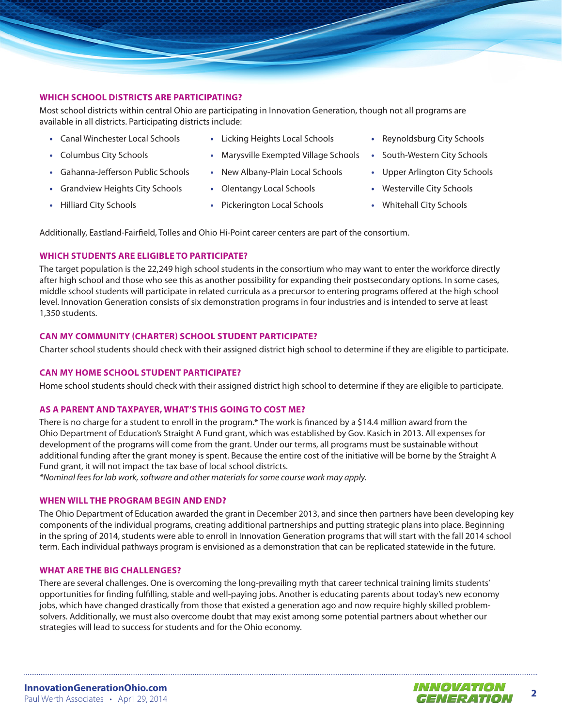### WHICH SCHOOL DISTRICTS ARE PARTICIPATING?

Most school districts within central Ohio are participating in Innovation Generation, though not all programs are available in all districts. Participating districts include:

- Canal Winchester Local Schools
- Columbus City Schools
- Gahanna-Jefferson Public Schools
- Grandview Heights City Schools
- Hilliard City Schools
- Licking Heights Local Schools
- Marysville Exempted Village Schools
- New Albany-Plain Local Schools
- Olentangy Local Schools
- Pickerington Local Schools
- Reynoldsburg City Schools
- South-Western City Schools
- Upper Arlington City Schools
- Westerville City Schools
- Whitehall City Schools

Additionally, Eastland-Fairfield, Tolles and Ohio Hi-Point career centers are part of the consortium.

### WHICH STUDENTS ARE ELIGIBLE TO PARTICIPATE?

The target population is the 22,249 high school students in the consortium who may want to enter the workforce directly after high school and those who see this as another possibility for expanding their postsecondary options. In some cases, middle school students will participate in related curricula as a precursor to entering programs offered at the high school level. Innovation Generation consists of six demonstration programs in four industries and is intended to serve at least 1,350 students.

### CAN MY COMMUNITY (CHARTER) SCHOOL STUDENT PARTICIPATE?

Charter school students should check with their assigned district high school to determine if they are eligible to participate.

### CAN MY HOME SCHOOL STUDENT PARTICIPATE?

Home school students should check with their assigned district high school to determine if they are eligible to participate.

### AS A PARENT AND TAXPAYER, WHAT'S THIS GOING TO COST ME?

There is no charge for a student to enroll in the program.* The work is financed by a $14.4 million award from the Ohio Department of Education's Straight A Fund grant, which was established by Gov. Kasich in 2013. All expenses for development of the programs will come from the grant. Under our terms, all programs must be sustainable without additional funding after the grant money is spent. Because the entire cost of the initiative will be borne by the Straight A Fund grant, it will not impact the tax base of local school districts.

*\*Nominal fees for lab work, software and other materials for some course work may apply.*

### WHEN WILL THE PROGRAM BEGIN AND END?

The Ohio Department of Education awarded the grant in December 2013, and since then partners have been developing key components of the individual programs, creating additional partnerships and putting strategic plans into place. Beginning in the spring of 2014, students were able to enroll in Innovation Generation programs that will start with the fall 2014 school term. Each individual pathways program is envisioned as a demonstration that can be replicated statewide in the future.

### WHAT ARE THE BIG CHALLENGES?

There are several challenges. One is overcoming the long-prevailing myth that career technical training limits students' opportunities for finding fulfilling, stable and well-paying jobs. Another is educating parents about today's new economy jobs, which have changed drastically from those that existed a generation ago and now require highly skilled problem-solvers. Additionally, we must also overcome doubt that may exist among some potential partners about whether our strategies will lead to success for students and for the Ohio economy.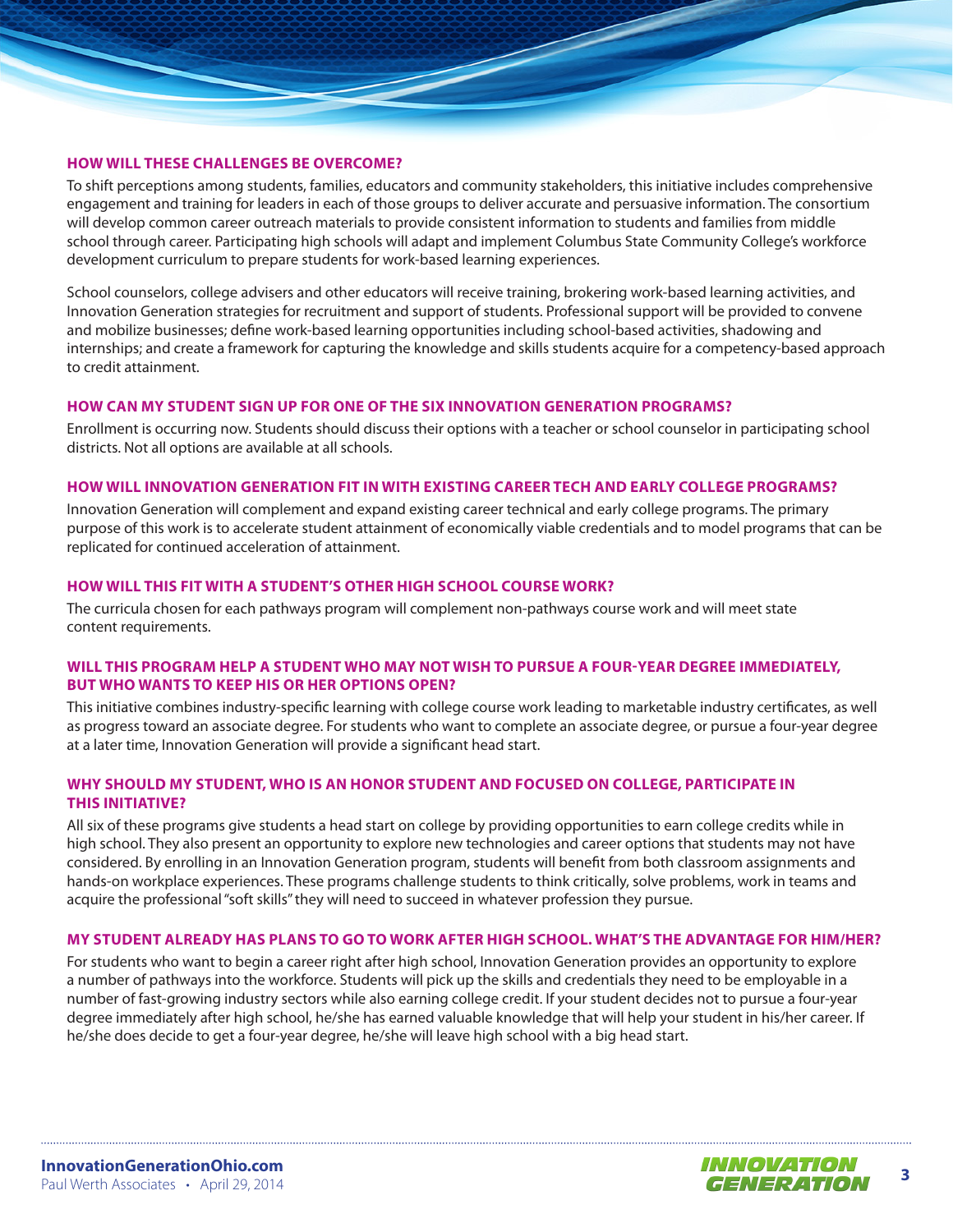### HOW WILL THESE CHALLENGES BE OVERCOME?

To shift perceptions among students, families, educators and community stakeholders, this initiative includes comprehensive engagement and training for leaders in each of those groups to deliver accurate and persuasive information. The consortium will develop common career outreach materials to provide consistent information to students and families from middle school through career. Participating high schools will adapt and implement Columbus State Community College's workforce development curriculum to prepare students for work-based learning experiences.

School counselors, college advisers and other educators will receive training, brokering work-based learning activities, and Innovation Generation strategies for recruitment and support of students. Professional support will be provided to convene and mobilize businesses; define work-based learning opportunities including school-based activities, shadowing and internships; and create a framework for capturing the knowledge and skills students acquire for a competency-based approach to credit attainment.

### HOW CAN MY STUDENT SIGN UP FOR ONE OF THE SIX INNOVATION GENERATION PROGRAMS?

Enrollment is occurring now. Students should discuss their options with a teacher or school counselor in participating school districts. Not all options are available at all schools.

### HOW WILL INNOVATION GENERATION FIT IN WITH EXISTING CAREER TECH AND EARLY COLLEGE PROGRAMS?

Innovation Generation will complement and expand existing career technical and early college programs. The primary purpose of this work is to accelerate student attainment of economically viable credentials and to model programs that can be replicated for continued acceleration of attainment.

### HOW WILL THIS FIT WITH A STUDENT'S OTHER HIGH SCHOOL COURSE WORK?

The curricula chosen for each pathways program will complement non-pathways course work and will meet state content requirements.

### WILL THIS PROGRAM HELP A STUDENT WHO MAY NOT WISH TO PURSUE A FOUR-YEAR DEGREE IMMEDIATELY, BUT WHO WANTS TO KEEP HIS OR HER OPTIONS OPEN?

This initiative combines industry-specific learning with college course work leading to marketable industry certificates, as well as progress toward an associate degree. For students who want to complete an associate degree, or pursue a four-year degree at a later time, Innovation Generation will provide a significant head start.

### WHY SHOULD MY STUDENT, WHO IS AN HONOR STUDENT AND FOCUSED ON COLLEGE, PARTICIPATE IN THIS INITIATIVE?

All six of these programs give students a head start on college by providing opportunities to earn college credits while in high school. They also present an opportunity to explore new technologies and career options that students may not have considered. By enrolling in an Innovation Generation program, students will benefit from both classroom assignments and hands-on workplace experiences. These programs challenge students to think critically, solve problems, work in teams and acquire the professional "soft skills" they will need to succeed in whatever profession they pursue.

### MY STUDENT ALREADY HAS PLANS TO GO TO WORK AFTER HIGH SCHOOL. WHAT'S THE ADVANTAGE FOR HIM/HER?

For students who want to begin a career right after high school, Innovation Generation provides an opportunity to explore a number of pathways into the workforce. Students will pick up the skills and credentials they need to be employable in a number of fast-growing industry sectors while also earning college credit. If your student decides not to pursue a four-year degree immediately after high school, he/she has earned valuable knowledge that will help your student in his/her career. If he/she does decide to get a four-year degree, he/she will leave high school with a big head start.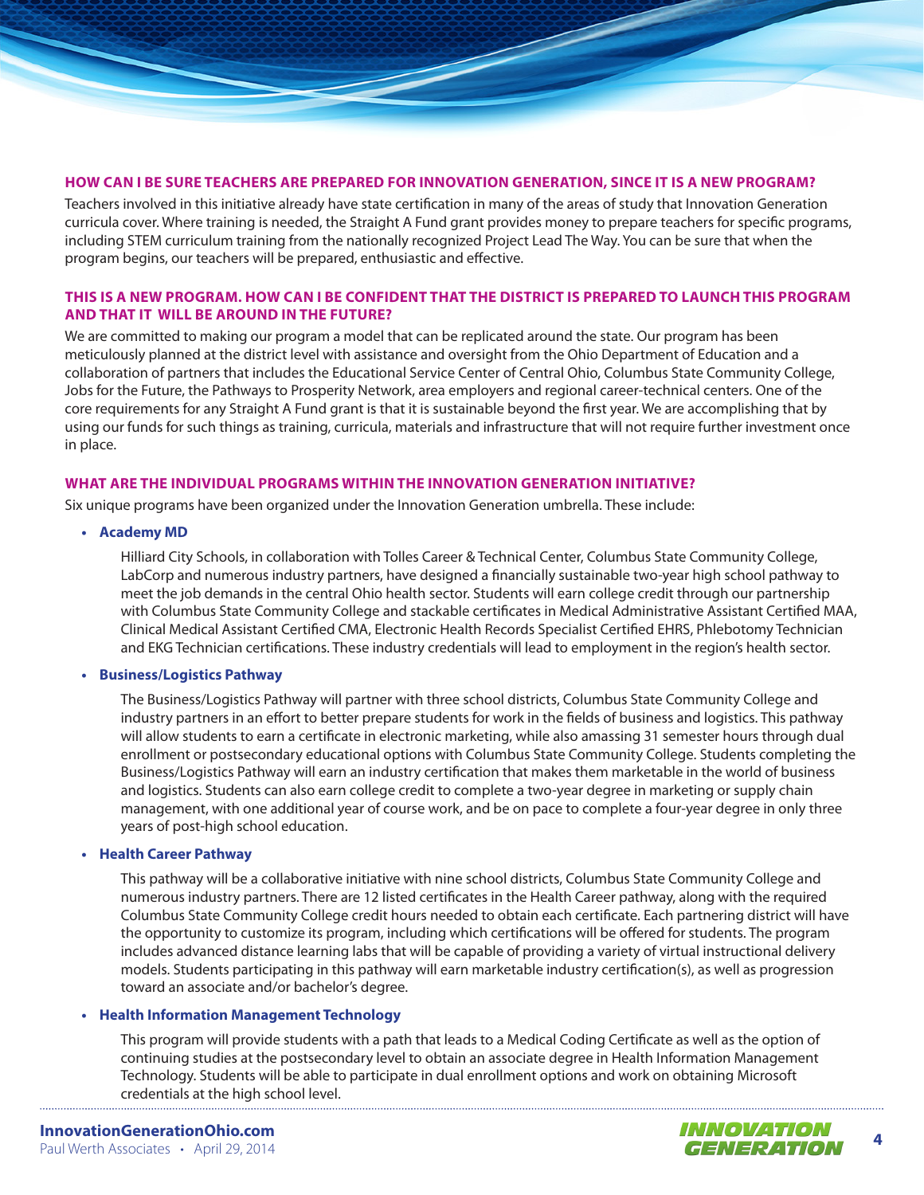### HOW CAN I BE SURE TEACHERS ARE PREPARED FOR INNOVATION GENERATION, SINCE IT IS A NEW PROGRAM?

Teachers involved in this initiative already have state certification in many of the areas of study that Innovation Generation curricula cover. Where training is needed, the Straight A Fund grant provides money to prepare teachers for specific programs, including STEM curriculum training from the nationally recognized Project Lead The Way. You can be sure that when the program begins, our teachers will be prepared, enthusiastic and effective.

### THIS IS A NEW PROGRAM. HOW CAN I BE CONFIDENT THAT THE DISTRICT IS PREPARED TO LAUNCH THIS PROGRAM AND THAT IT WILL BE AROUND IN THE FUTURE?

We are committed to making our program a model that can be replicated around the state. Our program has been meticulously planned at the district level with assistance and oversight from the Ohio Department of Education and a collaboration of partners that includes the Educational Service Center of Central Ohio, Columbus State Community College, Jobs for the Future, the Pathways to Prosperity Network, area employers and regional career-technical centers. One of the core requirements for any Straight A Fund grant is that it is sustainable beyond the first year. We are accomplishing that by using our funds for such things as training, curricula, materials and infrastructure that will not require further investment once in place.

### WHAT ARE THE INDIVIDUAL PROGRAMS WITHIN THE INNOVATION GENERATION INITIATIVE?

Six unique programs have been organized under the Innovation Generation umbrella. These include:

- **Academy MD**

  Hilliard City Schools, in collaboration with Tolles Career & Technical Center, Columbus State Community College, LabCorp and numerous industry partners, have designed a financially sustainable two-year high school pathway to meet the job demands in the central Ohio health sector. Students will earn college credit through our partnership with Columbus State Community College and stackable certificates in Medical Administrative Assistant Certified MAA, Clinical Medical Assistant Certified CMA, Electronic Health Records Specialist Certified EHRS, Phlebotomy Technician and EKG Technician certifications. These industry credentials will lead to employment in the region's health sector.

- **Business/Logistics Pathway**

  The Business/Logistics Pathway will partner with three school districts, Columbus State Community College and industry partners in an effort to better prepare students for work in the fields of business and logistics. This pathway will allow students to earn a certificate in electronic marketing, while also amassing 31 semester hours through dual enrollment or postsecondary educational options with Columbus State Community College. Students completing the Business/Logistics Pathway will earn an industry certification that makes them marketable in the world of business and logistics. Students can also earn college credit to complete a two-year degree in marketing or supply chain management, with one additional year of course work, and be on pace to complete a four-year degree in only three years of post-high school education.

- **Health Career Pathway**

  This pathway will be a collaborative initiative with nine school districts, Columbus State Community College and numerous industry partners. There are 12 listed certificates in the Health Career pathway, along with the required Columbus State Community College credit hours needed to obtain each certificate. Each partnering district will have the opportunity to customize its program, including which certifications will be offered for students. The program includes advanced distance learning labs that will be capable of providing a variety of virtual instructional delivery models. Students participating in this pathway will earn marketable industry certification(s), as well as progression toward an associate and/or bachelor's degree.

- **Health Information Management Technology**

  This program will provide students with a path that leads to a Medical Coding Certificate as well as the option of continuing studies at the postsecondary level to obtain an associate degree in Health Information Management Technology. Students will be able to participate in dual enrollment options and work on obtaining Microsoft credentials at the high school level.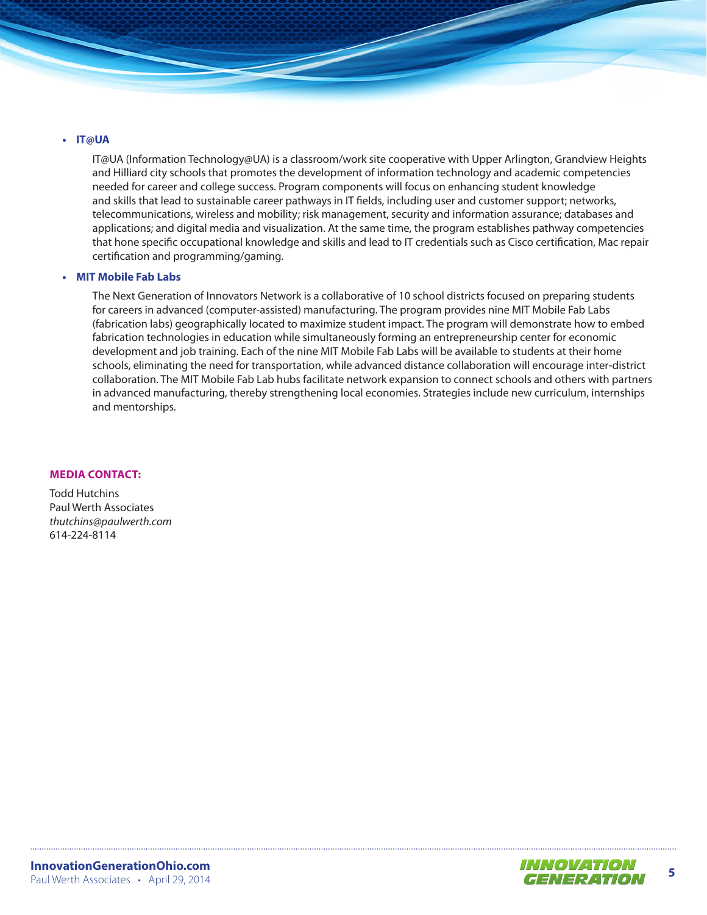- **IT@UA**

  IT@UA (Information Technology@UA) is a classroom/work site cooperative with Upper Arlington, Grandview Heights and Hilliard city schools that promotes the development of information technology and academic competencies needed for career and college success. Program components will focus on enhancing student knowledge and skills that lead to sustainable career pathways in IT fields, including user and customer support; networks, telecommunications, wireless and mobility; risk management, security and information assurance; databases and applications; and digital media and visualization. At the same time, the program establishes pathway competencies that hone specific occupational knowledge and skills and lead to IT credentials such as Cisco certification, Mac repair certification and programming/gaming.

- **MIT Mobile Fab Labs**

  The Next Generation of Innovators Network is a collaborative of 10 school districts focused on preparing students for careers in advanced (computer-assisted) manufacturing. The program provides nine MIT Mobile Fab Labs (fabrication labs) geographically located to maximize student impact. The program will demonstrate how to embed fabrication technologies in education while simultaneously forming an entrepreneurship center for economic development and job training. Each of the nine MIT Mobile Fab Labs will be available to students at their home schools, eliminating the need for transportation, while advanced distance collaboration will encourage inter-district collaboration. The MIT Mobile Fab Lab hubs facilitate network expansion to connect schools and others with partners in advanced manufacturing, thereby strengthening local economies. Strategies include new curriculum, internships and mentorships.

**MEDIA CONTACT:**

Todd Hutchins
Paul Werth Associates
*thutchins@paulwerth.com*
614-224-8114